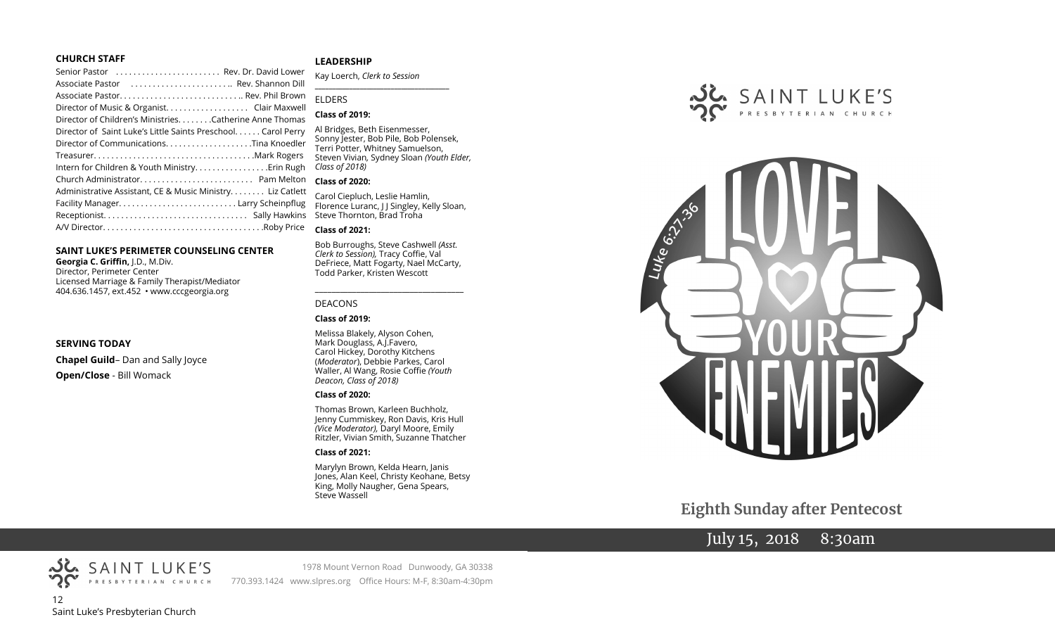### CHURCH STAFF

Senior Pastor . . . . . . . . . . . . . . . . . . . . . . . Rev. Dr. David Lower
Associate Pastor . . . . . . . . . . . . . . . . . . . . . . .. Rev. Shannon Dill
Associate Pastor. . . . . . . . . . . . . . . . . . . . . . . . . . . .. Rev. Phil Brown
Director of Music & Organist. . . . . . . . . . . . . . . . . . . Clair Maxwell
Director of Children's Ministries. . . . . . . .Catherine Anne Thomas
Director of Saint Luke's Little Saints Preschool. . . . . . Carol Perry
Director of Communications. . . . . . . . . . . . . . . . . . .Tina Knoedler
Treasurer. . . . . . . . . . . . . . . . . . . . . . . . . . . . . . . . . . . .Mark Rogers
Intern for Children & Youth Ministry. . . . . . . . . . . . . . . . .Erin Rugh
Church Administrator. . . . . . . . . . . . . . . . . . . . . . . . . Pam Melton
Administrative Assistant, CE & Music Ministry. . . . . . . Liz Catlett
Facility Manager. . . . . . . . . . . . . . . . . . . . . . . . . . . Larry Scheinpflug
Receptionist. . . . . . . . . . . . . . . . . . . . . . . . . . . . . . . . Sally Hawkins
A/V Director. . . . . . . . . . . . . . . . . . . . . . . . . . . . . . . . . . . .Roby Price

### SAINT LUKE'S PERIMETER COUNSELING CENTER

**Georgia C. Griffin,** J.D., M.Div.
Director, Perimeter Center
Licensed Marriage & Family Therapist/Mediator
404.636.1457, ext.452 • www.cccgeorgia.org

### SERVING TODAY

**Chapel Guild**– Dan and Sally Joyce

**Open/Close** - Bill Womack

### LEADERSHIP

Kay Loerch, *Clerk to Session*

ELDERS

**Class of 2019:**

Al Bridges, Beth Eisenmesser, Sonny Jester, Bob Pile, Bob Polensek, Terri Potter, Whitney Samuelson, Steven Vivian, Sydney Sloan *(Youth Elder, Class of 2018)*

**Class of 2020:**

Carol Ciepluch, Leslie Hamlin, Florence Luranc, J J Singley, Kelly Sloan, Steve Thornton, Brad Troha

**Class of 2021:**

Bob Burroughs, Steve Cashwell *(Asst. Clerk to Session),* Tracy Coffie, Val DeFriece, Matt Fogarty, Nael McCarty, Todd Parker, Kristen Wescott

DEACONS

**Class of 2019:**

Melissa Blakely, Alyson Cohen, Mark Douglass, A.J.Favero, Carol Hickey, Dorothy Kitchens (*Moderator*), Debbie Parkes, Carol Waller, Al Wang, Rosie Coffie *(Youth Deacon, Class of 2018)*

**Class of 2020:**

Thomas Brown, Karleen Buchholz, Jenny Cummiskey, Ron Davis, Kris Hull *(Vice Moderator),* Daryl Moore, Emily Ritzler, Vivian Smith, Suzanne Thatcher

**Class of 2021:**

Marylyn Brown, Kelda Hearn, Janis Jones, Alan Keel, Christy Keohane, Betsy King, Molly Naugher, Gena Spears, Steve Wassell

SAINT LUKE'S PRESBYTERIAN CHURCH

1978 Mount Vernon Road Dunwoody, GA 30338
770.393.1424 www.slpres.org Office Hours: M-F, 8:30am-4:30pm

Saint Luke's Presbyterian Church

SAINT LUKE'S PRESBYTERIAN CHURCH

LOVE YOUR ENEMIES

Luke 6:27-36

## Eighth Sunday after Pentecost

July 15, 2018 8:30am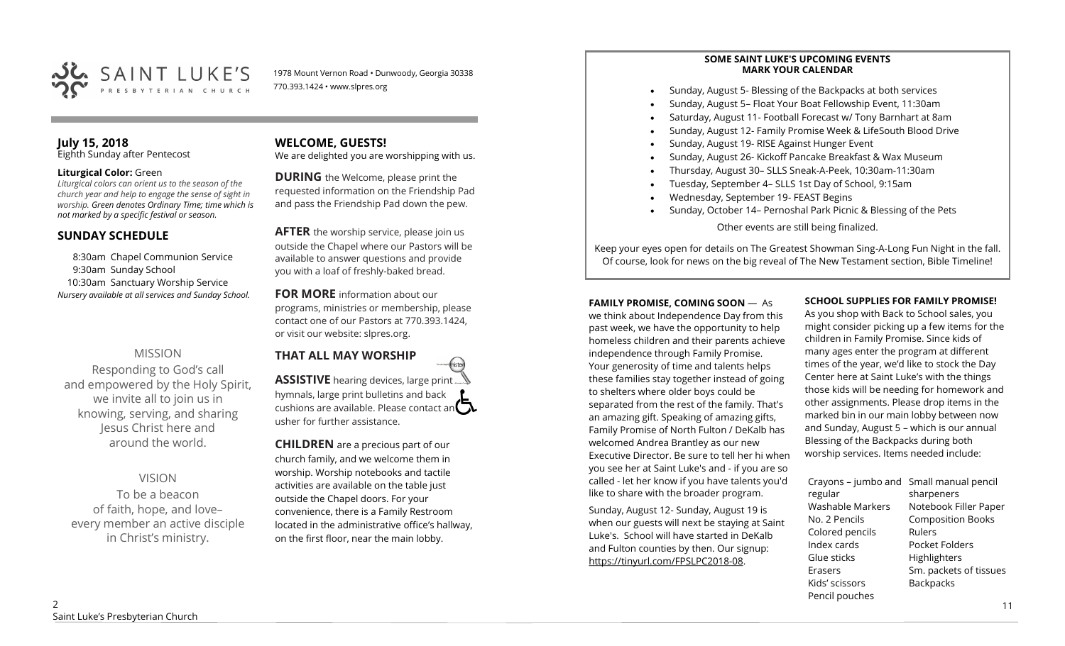SAINT LUKE'S PRESBYTERIAN CHURCH

1978 Mount Vernon Road • Dunwoody, Georgia 30338
770.393.1424 • www.slpres.org

**July 15, 2018**
Eighth Sunday after Pentecost

**Liturgical Color:** Green
*Liturgical colors can orient us to the season of the church year and help to engage the sense of sight in worship. Green denotes Ordinary Time; time which is not marked by a specific festival or season.*

## SUNDAY SCHEDULE

8:30am Chapel Communion Service
9:30am Sunday School
10:30am Sanctuary Worship Service
*Nursery available at all services and Sunday School.*

MISSION

Responding to God's call and empowered by the Holy Spirit, we invite all to join us in knowing, serving, and sharing Jesus Christ here and around the world.

VISION

To be a beacon of faith, hope, and love– every member an active disciple in Christ's ministry.

## WELCOME, GUESTS!

We are delighted you are worshipping with us.

**DURING** the Welcome, please print the requested information on the Friendship Pad and pass the Friendship Pad down the pew.

**AFTER** the worship service, please join us outside the Chapel where our Pastors will be available to answer questions and provide you with a loaf of freshly-baked bread.

**FOR MORE** information about our programs, ministries or membership, please contact one of our Pastors at 770.393.1424, or visit our website: slpres.org.

## THAT ALL MAY WORSHIP

**ASSISTIVE** hearing devices, large print hymnals, large print bulletins and back cushions are available. Please contact an usher for further assistance.

**CHILDREN** are a precious part of our church family, and we welcome them in worship. Worship notebooks and tactile activities are available on the table just outside the Chapel doors. For your convenience, there is a Family Restroom located in the administrative office's hallway, on the first floor, near the main lobby.

**SOME SAINT LUKE'S UPCOMING EVENTS**
**MARK YOUR CALENDAR**

- Sunday, August 5- Blessing of the Backpacks at both services
- Sunday, August 5– Float Your Boat Fellowship Event, 11:30am
- Saturday, August 11- Football Forecast w/ Tony Barnhart at 8am
- Sunday, August 12- Family Promise Week & LifeSouth Blood Drive
- Sunday, August 19- RISE Against Hunger Event
- Sunday, August 26- Kickoff Pancake Breakfast & Wax Museum
- Thursday, August 30– SLLS Sneak-A-Peek, 10:30am-11:30am
- Tuesday, September 4– SLLS 1st Day of School, 9:15am
- Wednesday, September 19- FEAST Begins
- Sunday, October 14– Pernoshal Park Picnic & Blessing of the Pets

Other events are still being finalized.

Keep your eyes open for details on The Greatest Showman Sing-A-Long Fun Night in the fall. Of course, look for news on the big reveal of The New Testament section, Bible Timeline!

**FAMILY PROMISE, COMING SOON** — As we think about Independence Day from this past week, we have the opportunity to help homeless children and their parents achieve independence through Family Promise. Your generosity of time and talents helps these families stay together instead of going to shelters where older boys could be separated from the rest of the family. That's an amazing gift. Speaking of amazing gifts, Family Promise of North Fulton / DeKalb has welcomed Andrea Brantley as our new Executive Director. Be sure to tell her hi when you see her at Saint Luke's and - if you are so called - let her know if you have talents you'd like to share with the broader program.

Sunday, August 12- Sunday, August 19 is when our guests will next be staying at Saint Luke's. School will have started in DeKalb and Fulton counties by then. Our signup: https://tinyurl.com/FPSLPC2018-08.

**SCHOOL SUPPLIES FOR FAMILY PROMISE!**
As you shop with Back to School sales, you might consider picking up a few items for the children in Family Promise. Since kids of many ages enter the program at different times of the year, we'd like to stock the Day Center here at Saint Luke's with the things those kids will be needing for homework and other assignments. Please drop items in the marked bin in our main lobby between now and Sunday, August 5 – which is our annual Blessing of the Backpacks during both worship services. Items needed include:

| | |
|---|---|
| Crayons – jumbo and regular | Small manual pencil sharpeners |
| Washable Markers | Notebook Filler Paper |
| No. 2 Pencils | Composition Books |
| Colored pencils | Rulers |
| Index cards | Pocket Folders |
| Glue sticks | Highlighters |
| Erasers | Sm. packets of tissues |
| Kids' scissors | Backpacks |
| Pencil pouches | |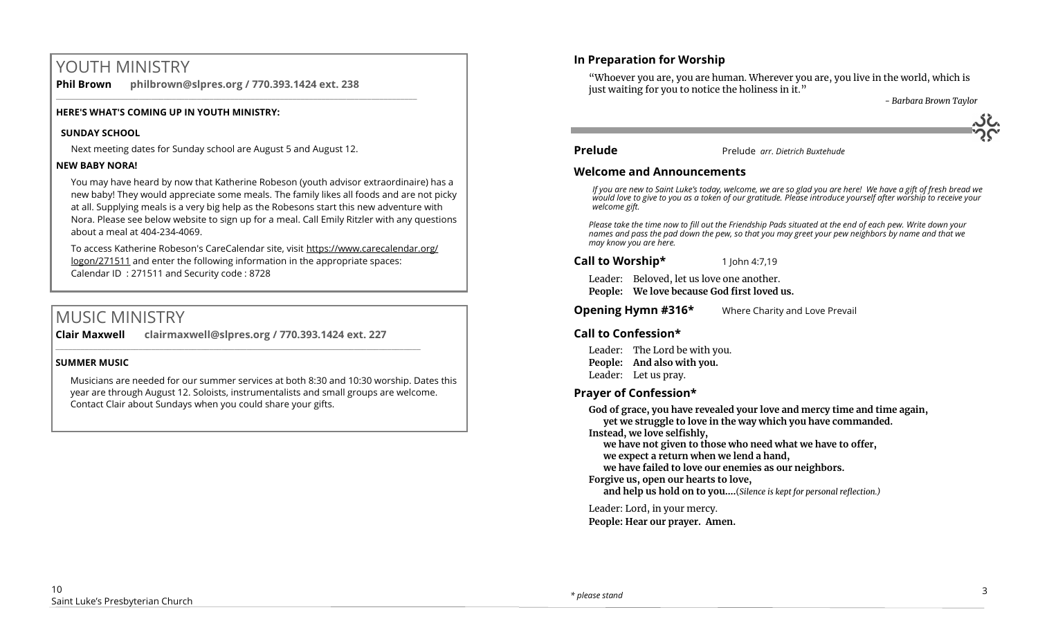# YOUTH MINISTRY

**Phil Brown philbrown@slpres.org / 770.393.1424 ext. 238**

**HERE'S WHAT'S COMING UP IN YOUTH MINISTRY:**

**SUNDAY SCHOOL**

Next meeting dates for Sunday school are August 5 and August 12.

**NEW BABY NORA!**

You may have heard by now that Katherine Robeson (youth advisor extraordinaire) has a new baby! They would appreciate some meals. The family likes all foods and are not picky at all. Supplying meals is a very big help as the Robesons start this new adventure with Nora. Please see below website to sign up for a meal. Call Emily Ritzler with any questions about a meal at 404-234-4069.

To access Katherine Robeson's CareCalendar site, visit https://www.carecalendar.org/logon/271511 and enter the following information in the appropriate spaces:
Calendar ID : 271511 and Security code : 8728

# MUSIC MINISTRY

**Clair Maxwell clairmaxwell@slpres.org / 770.393.1424 ext. 227**

**SUMMER MUSIC**

Musicians are needed for our summer services at both 8:30 and 10:30 worship. Dates this year are through August 12. Soloists, instrumentalists and small groups are welcome. Contact Clair about Sundays when you could share your gifts.

## In Preparation for Worship

"Whoever you are, you are human. Wherever you are, you live in the world, which is just waiting for you to notice the holiness in it."

*- Barbara Brown Taylor*

**Prelude** Prelude *arr. Dietrich Buxtehude*

## Welcome and Announcements

*If you are new to Saint Luke's today, welcome, we are so glad you are here! We have a gift of fresh bread we would love to give to you as a token of our gratitude. Please introduce yourself after worship to receive your welcome gift.*

*Please take the time now to fill out the Friendship Pads situated at the end of each pew. Write down your names and pass the pad down the pew, so that you may greet your pew neighbors by name and that we may know you are here.*

**Call to Worship\*** 1 John 4:7,19

Leader: Beloved, let us love one another.
**People: We love because God first loved us.**

**Opening Hymn #316\*** Where Charity and Love Prevail

## Call to Confession\*

Leader: The Lord be with you.
**People: And also with you.**
Leader: Let us pray.

## Prayer of Confession\*

**God of grace, you have revealed your love and mercy time and time again,**
**yet we struggle to love in the way which you have commanded.**
**Instead, we love selfishly,**
**we have not given to those who need what we have to offer,**
**we expect a return when we lend a hand,**
**we have failed to love our enemies as our neighbors.**
**Forgive us, open our hearts to love,**
**and help us hold on to you....**(*Silence is kept for personal reflection.)*

Leader: Lord, in your mercy.
**People: Hear our prayer. Amen.**

*\* please stand*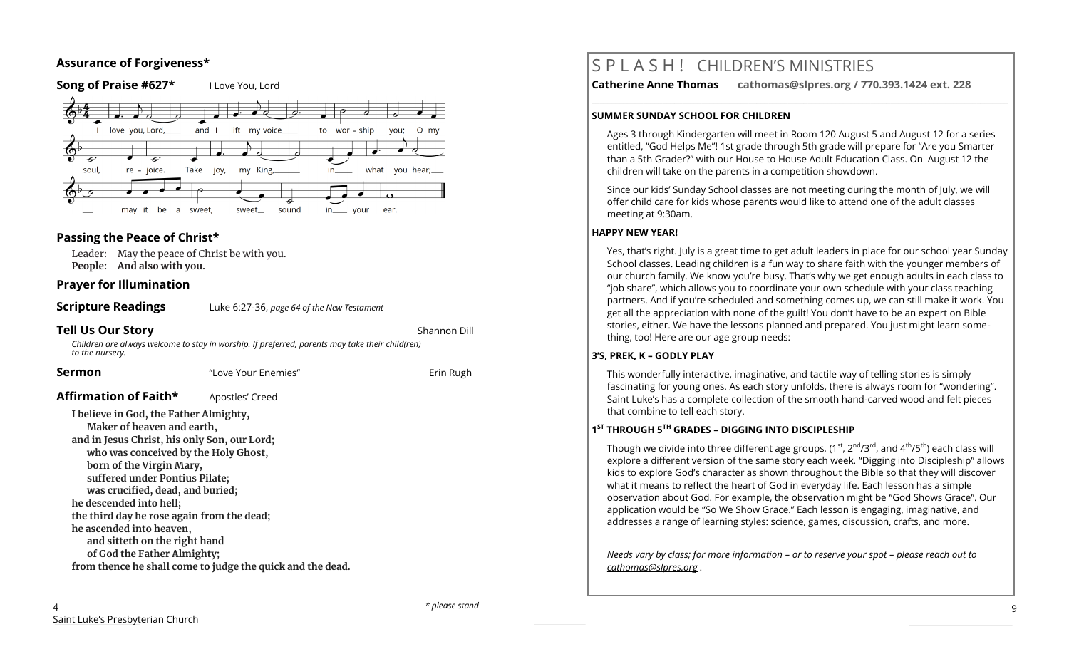**Assurance of Forgiveness***

**Song of Praise #627*** I Love You, Lord

I love you, Lord, and I lift my voice to worship you; O my soul, rejoice. Take joy, my King, in what you hear; may it be a sweet, sweet sound in your ear.

## Passing the Peace of Christ*

Leader: May the peace of Christ be with you.
**People: And also with you.**

## Prayer for Illumination

## Scripture Readings

Luke 6:27-36, *page 64 of the New Testament*

## Tell Us Our Story

Shannon Dill

*Children are always welcome to stay in worship. If preferred, parents may take their child(ren) to the nursery.*

## Sermon

"Love Your Enemies" — Erin Rugh

## Affirmation of Faith*

Apostles' Creed

**I believe in God, the Father Almighty,**
**Maker of heaven and earth,**
**and in Jesus Christ, his only Son, our Lord;**
**who was conceived by the Holy Ghost,**
**born of the Virgin Mary,**
**suffered under Pontius Pilate;**
**was crucified, dead, and buried;**
**he descended into hell;**
**the third day he rose again from the dead;**
**he ascended into heaven,**
**and sitteth on the right hand**
**of God the Father Almighty;**
**from thence he shall come to judge the quick and the dead.**

*\* please stand*

# SPLASH! CHILDREN'S MINISTRIES

**Catherine Anne Thomas** **cathomas@slpres.org / 770.393.1424 ext. 228**

**SUMMER SUNDAY SCHOOL FOR CHILDREN**

Ages 3 through Kindergarten will meet in Room 120 August 5 and August 12 for a series entitled, "God Helps Me"! 1st grade through 5th grade will prepare for "Are you Smarter than a 5th Grader?" with our House to House Adult Education Class. On August 12 the children will take on the parents in a competition showdown.

Since our kids' Sunday School classes are not meeting during the month of July, we will offer child care for kids whose parents would like to attend one of the adult classes meeting at 9:30am.

**HAPPY NEW YEAR!**

Yes, that's right. July is a great time to get adult leaders in place for our school year Sunday School classes. Leading children is a fun way to share faith with the younger members of our church family. We know you're busy. That's why we get enough adults in each class to "job share", which allows you to coordinate your own schedule with your class teaching partners. And if you're scheduled and something comes up, we can still make it work. You get all the appreciation with none of the guilt! You don't have to be an expert on Bible stories, either. We have the lessons planned and prepared. You just might learn something, too! Here are our age group needs:

**3'S, PREK, K – GODLY PLAY**

This wonderfully interactive, imaginative, and tactile way of telling stories is simply fascinating for young ones. As each story unfolds, there is always room for "wondering". Saint Luke's has a complete collection of the smooth hand-carved wood and felt pieces that combine to tell each story.

**1ST THROUGH 5TH GRADES – DIGGING INTO DISCIPLESHIP**

Though we divide into three different age groups, (1st, 2nd/3rd, and 4th/5th) each class will explore a different version of the same story each week. "Digging into Discipleship" allows kids to explore God's character as shown throughout the Bible so that they will discover what it means to reflect the heart of God in everyday life. Each lesson has a simple observation about God. For example, the observation might be "God Shows Grace". Our application would be "So We Show Grace." Each lesson is engaging, imaginative, and addresses a range of learning styles: science, games, discussion, crafts, and more.

*Needs vary by class; for more information – or to reserve your spot – please reach out to cathomas@slpres.org .*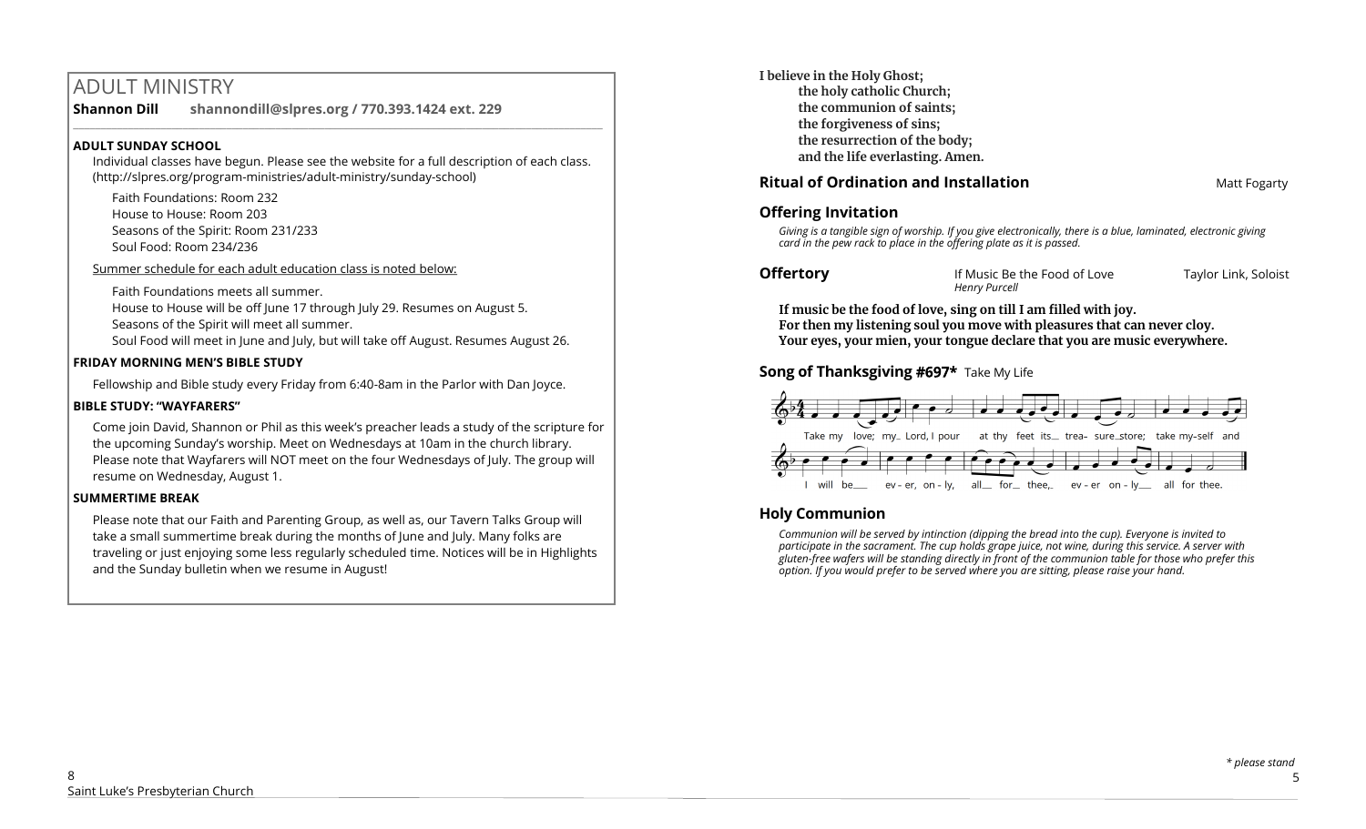## ADULT MINISTRY

**Shannon Dill** shannondill@slpres.org / 770.393.1424 ext. 229

**ADULT SUNDAY SCHOOL**

Individual classes have begun. Please see the website for a full description of each class. (http://slpres.org/program-ministries/adult-ministry/sunday-school)

Faith Foundations: Room 232
House to House: Room 203
Seasons of the Spirit: Room 231/233
Soul Food: Room 234/236

Summer schedule for each adult education class is noted below:

Faith Foundations meets all summer.
House to House will be off June 17 through July 29. Resumes on August 5.
Seasons of the Spirit will meet all summer.
Soul Food will meet in June and July, but will take off August. Resumes August 26.

**FRIDAY MORNING MEN'S BIBLE STUDY**

Fellowship and Bible study every Friday from 6:40-8am in the Parlor with Dan Joyce.

**BIBLE STUDY: "WAYFARERS"**

Come join David, Shannon or Phil as this week's preacher leads a study of the scripture for the upcoming Sunday's worship. Meet on Wednesdays at 10am in the church library. Please note that Wayfarers will NOT meet on the four Wednesdays of July. The group will resume on Wednesday, August 1.

**SUMMERTIME BREAK**

Please note that our Faith and Parenting Group, as well as, our Tavern Talks Group will take a small summertime break during the months of June and July. Many folks are traveling or just enjoying some less regularly scheduled time. Notices will be in Highlights and the Sunday bulletin when we resume in August!

**I believe in the Holy Ghost;**
**the holy catholic Church;**
**the communion of saints;**
**the forgiveness of sins;**
**the resurrection of the body;**
**and the life everlasting. Amen.**

### Ritual of Ordination and Installation — Matt Fogarty

### Offering Invitation

*Giving is a tangible sign of worship. If you give electronically, there is a blue, laminated, electronic giving card in the pew rack to place in the offering plate as it is passed.*

### Offertory — If Music Be the Food of Love, *Henry Purcell* — Taylor Link, Soloist

**If music be the food of love, sing on till I am filled with joy.**
**For then my listening soul you move with pleasures that can never cloy.**
**Your eyes, your mien, your tongue declare that you are music everywhere.**

### Song of Thanksgiving #697* Take My Life

Take my love; my Lord, I pour at thy feet its treasure store; take myself and I will be ever, only, all for thee, ever only all for thee.

### Holy Communion

*Communion will be served by intinction (dipping the bread into the cup). Everyone is invited to participate in the sacrament. The cup holds grape juice, not wine, during this service. A server with gluten-free wafers will be standing directly in front of the communion table for those who prefer this option. If you would prefer to be served where you are sitting, please raise your hand.*

*\* please stand*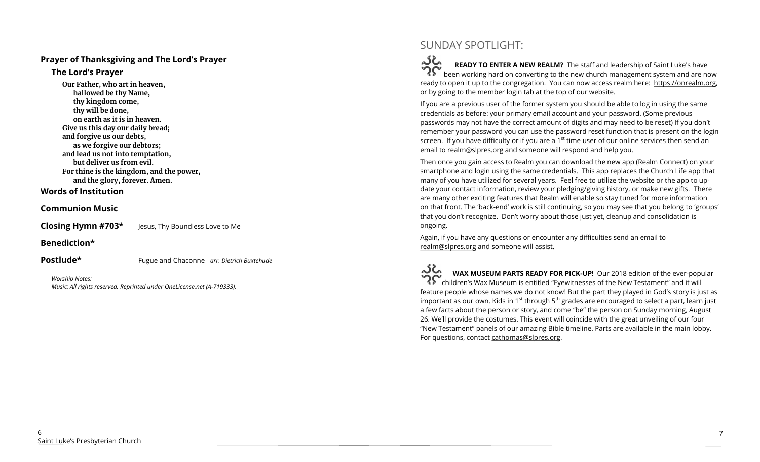## Prayer of Thanksgiving and The Lord's Prayer

### The Lord's Prayer

**Our Father, who art in heaven,**
**hallowed be thy Name,**
**thy kingdom come,**
**thy will be done,**
**on earth as it is in heaven.**
**Give us this day our daily bread;**
**and forgive us our debts,**
**as we forgive our debtors;**
**and lead us not into temptation,**
**but deliver us from evil.**
**For thine is the kingdom, and the power,**
**and the glory, forever. Amen.**

## Words of Institution

## Communion Music

**Closing Hymn #703*** Jesus, Thy Boundless Love to Me

## Benediction*

**Postlude*** Fugue and Chaconne *arr. Dietrich Buxtehude*

*Worship Notes:*
*Music: All rights reserved. Reprinted under OneLicense.net (A-719333).*

# SUNDAY SPOTLIGHT:

**READY TO ENTER A NEW REALM?** The staff and leadership of Saint Luke's have been working hard on converting to the new church management system and are now ready to open it up to the congregation. You can now access realm here: https://onrealm.org, or by going to the member login tab at the top of our website.

If you are a previous user of the former system you should be able to log in using the same credentials as before: your primary email account and your password. (Some previous passwords may not have the correct amount of digits and may need to be reset) If you don't remember your password you can use the password reset function that is present on the login screen. If you have difficulty or if you are a 1st time user of our online services then send an email to realm@slpres.org and someone will respond and help you.

Then once you gain access to Realm you can download the new app (Realm Connect) on your smartphone and login using the same credentials. This app replaces the Church Life app that many of you have utilized for several years. Feel free to utilize the website or the app to up-date your contact information, review your pledging/giving history, or make new gifts. There are many other exciting features that Realm will enable so stay tuned for more information on that front. The 'back-end' work is still continuing, so you may see that you belong to 'groups' that you don't recognize. Don't worry about those just yet, cleanup and consolidation is ongoing.

Again, if you have any questions or encounter any difficulties send an email to realm@slpres.org and someone will assist.

**WAX MUSEUM PARTS READY FOR PICK-UP!** Our 2018 edition of the ever-popular children's Wax Museum is entitled "Eyewitnesses of the New Testament" and it will feature people whose names we do not know! But the part they played in God's story is just as important as our own. Kids in 1st through 5th grades are encouraged to select a part, learn just a few facts about the person or story, and come "be" the person on Sunday morning, August 26. We'll provide the costumes. This event will coincide with the great unveiling of our four "New Testament" panels of our amazing Bible timeline. Parts are available in the main lobby. For questions, contact cathomas@slpres.org.